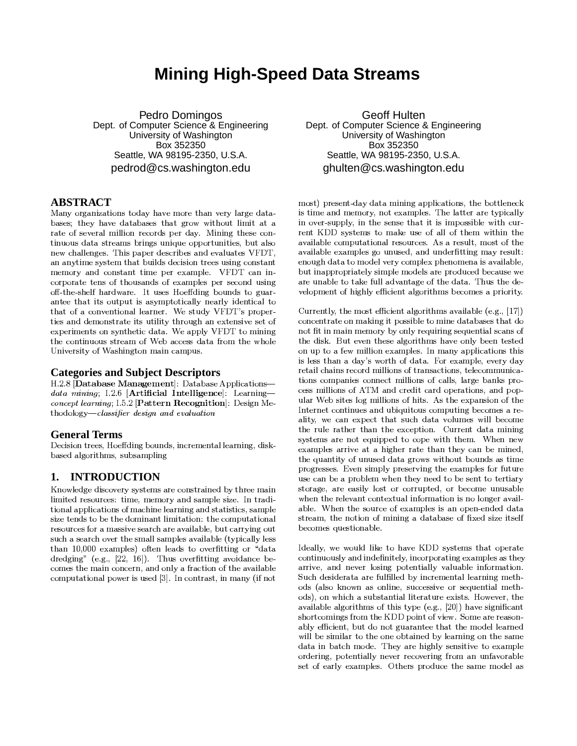# Mining High-Speed Data Streams

Pedro Domingos
Dept. of Computer Science & Engineering
University of Washington
Box 352350
Seattle, WA 98195-2350, U.S.A.
pedrod@cs.washington.edu

Geoff Hulten
Dept. of Computer Science & Engineering
University of Washington
Box 352350
Seattle, WA 98195-2350, U.S.A.
ghulten@cs.washington.edu

## ABSTRACT

Many organizations today have more than very large databases; they have databases that grow without limit at a rate of several million records per day. Mining these continuous data streams brings unique opportunities, but also new challenges. This paper describes and evaluates VFDT, an anytime system that builds decision trees using constant memory and constant time per example. VFDT can incorporate tens of thousands of examples per second using off-the-shelf hardware. It uses Hoeffding bounds to guarantee that its output is asymptotically nearly identical to that of a conventional learner. We study VFDT's properties and demonstrate its utility through an extensive set of experiments on synthetic data. We apply VFDT to mining the continuous stream of Web access data from the whole University of Washington main campus.

## Categories and Subject Descriptors

H.2.8 [**Database Management**]: Database Applications—*data mining*; I.2.6 [**Artificial Intelligence**]: Learning—*concept learning*; I.5.2 [**Pattern Recognition**]: Design Methodology—*classifier design and evaluation*

## General Terms

Decision trees, Hoeffding bounds, incremental learning, disk-based algorithms, subsampling

## 1. INTRODUCTION

Knowledge discovery systems are constrained by three main limited resources: time, memory and sample size. In traditional applications of machine learning and statistics, sample size tends to be the dominant limitation: the computational resources for a massive search are available, but carrying out such a search over the small samples available (typically less than 10,000 examples) often leads to overfitting or "data dredging" (e.g., [22, 16]). Thus overfitting avoidance becomes the main concern, and only a fraction of the available computational power is used [3]. In contrast, in many (if not most) present-day data mining applications, the bottleneck is time and memory, not examples. The latter are typically in over-supply, in the sense that it is impossible with current KDD systems to make use of all of them within the available computational resources. As a result, most of the available examples go unused, and underfitting may result: enough data to model very complex phenomena is available, but inappropriately simple models are produced because we are unable to take full advantage of the data. Thus the development of highly efficient algorithms becomes a priority.

Currently, the most efficient algorithms available (e.g., [17]) concentrate on making it possible to mine databases that do not fit in main memory by only requiring sequential scans of the disk. But even these algorithms have only been tested on up to a few million examples. In many applications this is less than a day's worth of data. For example, every day retail chains record millions of transactions, telecommunications companies connect millions of calls, large banks process millions of ATM and credit card operations, and popular Web sites log millions of hits. As the expansion of the Internet continues and ubiquitous computing becomes a reality, we can expect that such data volumes will become the rule rather than the exception. Current data mining systems are not equipped to cope with them. When new examples arrive at a higher rate than they can be mined, the quantity of unused data grows without bounds as time progresses. Even simply preserving the examples for future use can be a problem when they need to be sent to tertiary storage, are easily lost or corrupted, or become unusable when the relevant contextual information is no longer available. When the source of examples is an open-ended data stream, the notion of mining a database of fixed size itself becomes questionable.

Ideally, we would like to have KDD systems that operate continuously and indefinitely, incorporating examples as they arrive, and never losing potentially valuable information. Such desiderata are fulfilled by incremental learning methods (also known as online, successive or sequential methods), on which a substantial literature exists. However, the available algorithms of this type (e.g., [20]) have significant shortcomings from the KDD point of view. Some are reasonably efficient, but do not guarantee that the model learned will be similar to the one obtained by learning on the same data in batch mode. They are highly sensitive to example ordering, potentially never recovering from an unfavorable set of early examples. Others produce the same model as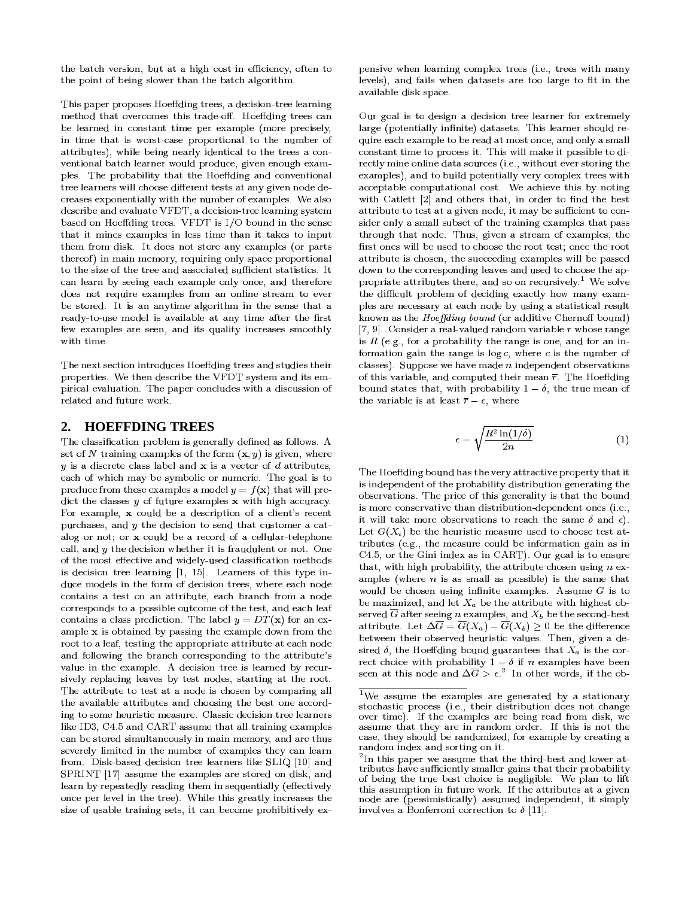the batch version, but at a high cost in efficiency, often to the point of being slower than the batch algorithm.

This paper proposes Hoeffding trees, a decision-tree learning method that overcomes this trade-off. Hoeffding trees can be learned in constant time per example (more precisely, in time that is worst-case proportional to the number of attributes), while being nearly identical to the trees a conventional batch learner would produce, given enough examples. The probability that the Hoeffding and conventional tree learners will choose different tests at any given node decreases exponentially with the number of examples. We also describe and evaluate VFDT, a decision-tree learning system based on Hoeffding trees. VFDT is I/O bound in the sense that it mines examples in less time than it takes to input them from disk. It does not store any examples (or parts thereof) in main memory, requiring only space proportional to the size of the tree and associated sufficient statistics. It can learn by seeing each example only once, and therefore does not require examples from an online stream to ever be stored. It is an anytime algorithm in the sense that a ready-to-use model is available at any time after the first few examples are seen, and its quality increases smoothly with time.

The next section introduces Hoeffding trees and studies their properties. We then describe the VFDT system and its empirical evaluation. The paper concludes with a discussion of related and future work.

## 2. HOEFFDING TREES

The classification problem is generally defined as follows. A set of $N$ training examples of the form $(\mathbf{x}, y)$ is given, where $y$ is a discrete class label and $\mathbf{x}$ is a vector of $d$ attributes, each of which may be symbolic or numeric. The goal is to produce from these examples a model $y = f(\mathbf{x})$ that will predict the classes $y$ of future examples $\mathbf{x}$ with high accuracy. For example, $\mathbf{x}$ could be a description of a client's recent purchases, and $y$ the decision to send that customer a catalog or not; or $\mathbf{x}$ could be a record of a cellular-telephone call, and $y$ the decision whether it is fraudulent or not. One of the most effective and widely-used classification methods is decision tree learning [1, 15]. Learners of this type induce models in the form of decision trees, where each node contains a test on an attribute, each branch from a node corresponds to a possible outcome of the test, and each leaf contains a class prediction. The label $y = DT(\mathbf{x})$ for an example $\mathbf{x}$ is obtained by passing the example down from the root to a leaf, testing the appropriate attribute at each node and following the branch corresponding to the attribute's value in the example. A decision tree is learned by recursively replacing leaves by test nodes, starting at the root. The attribute to test at a node is chosen by comparing all the available attributes and choosing the best one according to some heuristic measure. Classic decision tree learners like ID3, C4.5 and CART assume that all training examples can be stored simultaneously in main memory, and are thus severely limited in the number of examples they can learn from. Disk-based decision tree learners like SLIQ [10] and SPRINT [17] assume the examples are stored on disk, and learn by repeatedly reading them in sequentially (effectively once per level in the tree). While this greatly increases the size of usable training sets, it can become prohibitively expensive when learning complex trees (i.e., trees with many levels), and fails when datasets are too large to fit in the available disk space.

Our goal is to design a decision tree learner for extremely large (potentially infinite) datasets. This learner should require each example to be read at most once, and only a small constant time to process it. This will make it possible to directly mine online data sources (i.e., without ever storing the examples), and to build potentially very complex trees with acceptable computational cost. We achieve this by noting with Catlett [2] and others that, in order to find the best attribute to test at a given node, it may be sufficient to consider only a small subset of the training examples that pass through that node. Thus, given a stream of examples, the first ones will be used to choose the root test; once the root attribute is chosen, the succeeding examples will be passed down to the corresponding leaves and used to choose the appropriate attributes there, and so on recursively.[1] We solve the difficult problem of deciding exactly how many examples are necessary at each node by using a statistical result known as the *Hoeffding bound* (or additive Chernoff bound) [7, 9]. Consider a real-valued random variable $r$ whose range is $R$ (e.g., for a probability the range is one, and for an information gain the range is $\log c$, where $c$ is the number of classes). Suppose we have made $n$ independent observations of this variable, and computed their mean $\overline{r}$. The Hoeffding bound states that, with probability $1 - \delta$, the true mean of the variable is at least $\overline{r} - \epsilon$, where

$$\epsilon = \sqrt{\frac{R^2 \ln(1/\delta)}{2n}} \tag{1}$$

The Hoeffding bound has the very attractive property that it is independent of the probability distribution generating the observations. The price of this generality is that the bound is more conservative than distribution-dependent ones (i.e., it will take more observations to reach the same $\delta$ and $\epsilon$). Let $G(X_i)$ be the heuristic measure used to choose test attributes (e.g., the measure could be information gain as in C4.5, or the Gini index as in CART). Our goal is to ensure that, with high probability, the attribute chosen using $n$ examples (where $n$ is as small as possible) is the same that would be chosen using infinite examples. Assume $G$ is to be maximized, and let $X_a$ be the attribute with highest observed $\overline{G}$ after seeing $n$ examples, and $X_b$ be the second-best attribute. Let $\Delta\overline{G} = \overline{G}(X_a) - \overline{G}(X_b) \geq 0$ be the difference between their observed heuristic values. Then, given a desired $\delta$, the Hoeffding bound guarantees that $X_a$ is the correct choice with probability $1 - \delta$ if $n$ examples have been seen at this node and $\Delta\overline{G} > \epsilon$.[2] In other words, if the ob-

[1] We assume the examples are generated by a stationary stochastic process (i.e., their distribution does not change over time). If the examples are being read from disk, we assume that they are in random order. If this is not the case, they should be randomized, for example by creating a random index and sorting on it.

[2] In this paper we assume that the third-best and lower attributes have sufficiently smaller gains that their probability of being the true best choice is negligible. We plan to lift this assumption in future work. If the attributes at a given node are (pessimistically) assumed independent, it simply involves a Bonferroni correction to $\delta$ [11].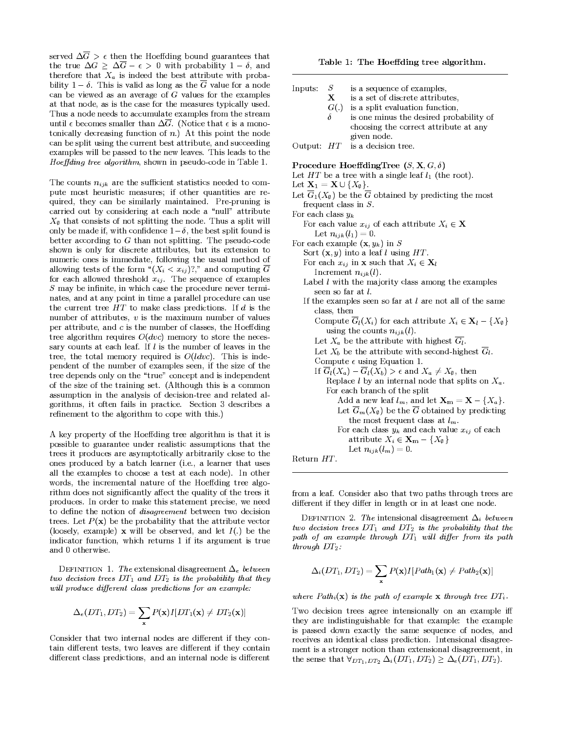served $\Delta\overline{G} > \epsilon$ then the Hoeffding bound guarantees that the true $\Delta G \geq \Delta\overline{G} - \epsilon > 0$ with probability $1 - \delta$, and therefore that $X_a$ is indeed the best attribute with probability $1 - \delta$. This is valid as long as the $\overline{G}$ value for a node can be viewed as an average of $G$ values for the examples at that node, as is the case for the measures typically used. Thus a node needs to accumulate examples from the stream until $\epsilon$ becomes smaller than $\Delta\overline{G}$. (Notice that $\epsilon$ is a monotonically decreasing function of $n$.) At this point the node can be split using the current best attribute, and succeeding examples will be passed to the new leaves. This leads to the *Hoeffding tree algorithm*, shown in pseudo-code in Table 1.

The counts $n_{ijk}$ are the sufficient statistics needed to compute most heuristic measures; if other quantities are required, they can be similarly maintained. Pre-pruning is carried out by considering at each node a "null" attribute $X_\emptyset$ that consists of not splitting the node. Thus a split will only be made if, with confidence $1-\delta$, the best split found is better according to $G$ than not splitting. The pseudo-code shown is only for discrete attributes, but its extension to numeric ones is immediate, following the usual method of allowing tests of the form "$(X_i < x_{ij})$?," and computing $\overline{G}$ for each allowed threshold $x_{ij}$. The sequence of examples $S$ may be infinite, in which case the procedure never terminates, and at any point in time a parallel procedure can use the current tree $HT$ to make class predictions. If $d$ is the number of attributes, $v$ is the maximum number of values per attribute, and $c$ is the number of classes, the Hoeffding tree algorithm requires $O(dvc)$ memory to store the necessary counts at each leaf. If $l$ is the number of leaves in the tree, the total memory required is $O(ldvc)$. This is independent of the number of examples seen, if the size of the tree depends only on the "true" concept and is independent of the size of the training set. (Although this is a common assumption in the analysis of decision-tree and related algorithms, it often fails in practice. Section 3 describes a refinement to the algorithm to cope with this.)

A key property of the Hoeffding tree algorithm is that it is possible to guarantee under realistic assumptions that the trees it produces are asymptotically arbitrarily close to the ones produced by a batch learner (i.e., a learner that uses all the examples to choose a test at each node). In other words, the incremental nature of the Hoeffding tree algorithm does not significantly affect the quality of the trees it produces. In order to make this statement precise, we need to define the notion of *disagreement* between two decision trees. Let $P(\mathbf{x})$ be the probability that the attribute vector (loosely, example) $\mathbf{x}$ will be observed, and let $I(.)$ be the indicator function, which returns 1 if its argument is true and 0 otherwise.

**Table 1: The Hoeffding tree algorithm.**

Inputs:
- $S$ is a sequence of examples,
- $\mathbf{X}$ is a set of discrete attributes,
- $G(.)$ is a split evaluation function,
- $\delta$ is one minus the desired probability of choosing the correct attribute at any given node.

Output: $HT$ is a decision tree.

**Procedure HoeffdingTree** $(S, \mathbf{X}, G, \delta)$
Let $HT$ be a tree with a single leaf $l_1$ (the root).
Let $\mathbf{X}_1 = \mathbf{X} \cup \{X_\emptyset\}$.
Let $\overline{G}_1(X_\emptyset)$ be the $\overline{G}$ obtained by predicting the most frequent class in $S$.
For each class $y_k$
  For each value $x_{ij}$ of each attribute $X_i \in \mathbf{X}$
    Let $n_{ijk}(l_1) = 0$.
For each example $(\mathbf{x}, y_k)$ in $S$
  Sort $(\mathbf{x}, y)$ into a leaf $l$ using $HT$.
  For each $x_{ij}$ in $\mathbf{x}$ such that $X_i \in \mathbf{X}_l$
    Increment $n_{ijk}(l)$.
  Label $l$ with the majority class among the examples seen so far at $l$.
  If the examples seen so far at $l$ are not all of the same class, then
    Compute $\overline{G}_l(X_i)$ for each attribute $X_i \in \mathbf{X}_l - \{X_\emptyset\}$ using the counts $n_{ijk}(l)$.
    Let $X_a$ be the attribute with highest $\overline{G}_l$.
    Let $X_b$ be the attribute with second-highest $\overline{G}_l$.
    Compute $\epsilon$ using Equation 1.
    If $\overline{G}_l(X_a) - \overline{G}_l(X_b) > \epsilon$ and $X_a \neq X_\emptyset$, then
      Replace $l$ by an internal node that splits on $X_a$.
      For each branch of the split
        Add a new leaf $l_m$, and let $\mathbf{X}_m = \mathbf{X} - \{X_a\}$.
        Let $\overline{G}_m(X_\emptyset)$ be the $\overline{G}$ obtained by predicting the most frequent class at $l_m$.
        For each class $y_k$ and each value $x_{ij}$ of each attribute $X_i \in \mathbf{X}_m - \{X_\emptyset\}$
          Let $n_{ijk}(l_m) = 0$.
Return $HT$.

Definition 1. *The* extensional disagreement $\Delta_e$ *between two decision trees* $DT_1$ *and* $DT_2$ *is the probability that they will produce different class predictions for an example:*

$$\Delta_e(DT_1, DT_2) = \sum_{\mathbf{x}} P(\mathbf{x}) I[DT_1(\mathbf{x}) \neq DT_2(\mathbf{x})]$$

Consider that two internal nodes are different if they contain different tests, two leaves are different if they contain different class predictions, and an internal node is different from a leaf. Consider also that two paths through trees are different if they differ in length or in at least one node.

Definition 2. *The* intensional disagreement $\Delta_i$ *between two decision trees* $DT_1$ *and* $DT_2$ *is the probability that the path of an example through* $DT_1$ *will differ from its path through* $DT_2$*:*

$$\Delta_i(DT_1, DT_2) = \sum_{\mathbf{x}} P(\mathbf{x}) I[Path_1(\mathbf{x}) \neq Path_2(\mathbf{x})]$$

*where* $Path_i(\mathbf{x})$ *is the path of example* $\mathbf{x}$ *through tree* $DT_i$.

Two decision trees agree intensionally on an example iff they are indistinguishable for that example: the example is passed down exactly the same sequence of nodes, and receives an identical class prediction. Intensional disagreement is a stronger notion than extensional disagreement, in the sense that $\forall_{DT_1, DT_2}\ \Delta_i(DT_1, DT_2) \geq \Delta_e(DT_1, DT_2)$.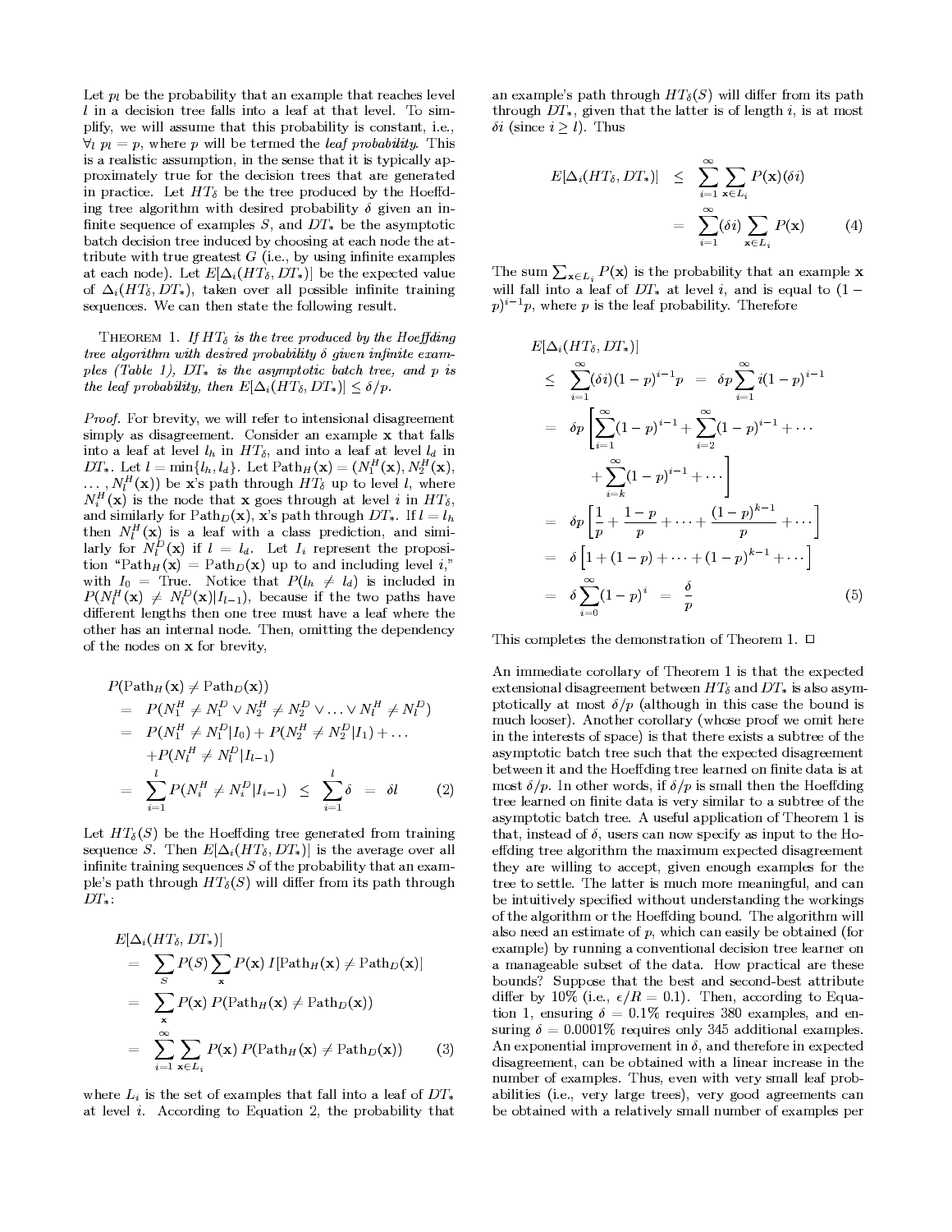Let $p_l$ be the probability that an example that reaches level $l$ in a decision tree falls into a leaf at that level. To simplify, we will assume that this probability is constant, i.e., $\forall_l \; p_l = p$, where $p$ will be termed the *leaf probability*. This is a realistic assumption, in the sense that it is typically approximately true for the decision trees that are generated in practice. Let $HT_\delta$ be the tree produced by the Hoeffding tree algorithm with desired probability $\delta$ given an infinite sequence of examples $S$, and $DT_*$ be the asymptotic batch decision tree induced by choosing at each node the attribute with true greatest $G$ (i.e., by using infinite examples at each node). Let $E[\Delta_i(HT_\delta, DT_*)]$ be the expected value of $\Delta_i(HT_\delta, DT_*)$, taken over all possible infinite training sequences. We can then state the following result.

THEOREM 1. *If $HT_\delta$ is the tree produced by the Hoeffding tree algorithm with desired probability $\delta$ given infinite examples (Table 1), $DT_*$ is the asymptotic batch tree, and $p$ is the leaf probability, then $E[\Delta_i(HT_\delta, DT_*)] \leq \delta/p$.*

*Proof.* For brevity, we will refer to intensional disagreement simply as disagreement. Consider an example $\mathbf{x}$ that falls into a leaf at level $l_h$ in $HT_\delta$, and into a leaf at level $l_d$ in $DT_*$. Let $l = \min\{l_h, l_d\}$. Let $\text{Path}_H(\mathbf{x}) = (N_1^H(\mathbf{x}), N_2^H(\mathbf{x}), \ldots, N_l^H(\mathbf{x}))$ be $\mathbf{x}$'s path through $HT_\delta$ up to level $l$, where $N_i^H(\mathbf{x})$ is the node that $\mathbf{x}$ goes through at level $i$ in $HT_\delta$, and similarly for $\text{Path}_D(\mathbf{x})$, $\mathbf{x}$'s path through $DT_*$. If $l = l_h$ then $N_l^H(\mathbf{x})$ is a leaf with a class prediction, and similarly for $N_l^D(\mathbf{x})$ if $l = l_d$. Let $I_i$ represent the proposition "$\text{Path}_H(\mathbf{x}) = \text{Path}_D(\mathbf{x})$ up to and including level $i$," with $I_0 = \text{True}$. Notice that $P(l_h \neq l_d)$ is included in $P(N_l^H(\mathbf{x}) \neq N_l^D(\mathbf{x}) | I_{l-1})$, because if the two paths have different lengths then one tree must have a leaf where the other has an internal node. Then, omitting the dependency of the nodes on $\mathbf{x}$ for brevity,

$$
\begin{aligned}
&P(\text{Path}_H(\mathbf{x}) \neq \text{Path}_D(\mathbf{x})) \\
&\quad = P(N_1^H \neq N_1^D \vee N_2^H \neq N_2^D \vee \ldots \vee N_l^H \neq N_l^D) \\
&\quad = P(N_1^H \neq N_1^D | I_0) + P(N_2^H \neq N_2^D | I_1) + \ldots \\
&\quad \quad + P(N_l^H \neq N_l^D | I_{l-1}) \\
&\quad = \sum_{i=1}^{l} P(N_i^H \neq N_i^D | I_{i-1}) \;\leq\; \sum_{i=1}^{l} \delta \;=\; \delta l \qquad (2)
\end{aligned}
$$

Let $HT_\delta(S)$ be the Hoeffding tree generated from training sequence $S$. Then $E[\Delta_i(HT_\delta, DT_*)]$ is the average over all infinite training sequences $S$ of the probability that an example's path through $HT_\delta(S)$ will differ from its path through $DT_*$:

$$
\begin{aligned}
&E[\Delta_i(HT_\delta, DT_*)] \\
&\quad = \sum_S P(S) \sum_{\mathbf{x}} P(\mathbf{x}) \, I[\text{Path}_H(\mathbf{x}) \neq \text{Path}_D(\mathbf{x})] \\
&\quad = \sum_{\mathbf{x}} P(\mathbf{x}) \, P(\text{Path}_H(\mathbf{x}) \neq \text{Path}_D(\mathbf{x})) \\
&\quad = \sum_{i=1}^{\infty} \sum_{\mathbf{x} \in L_i} P(\mathbf{x}) \, P(\text{Path}_H(\mathbf{x}) \neq \text{Path}_D(\mathbf{x})) \qquad (3)
\end{aligned}
$$

where $L_i$ is the set of examples that fall into a leaf of $DT_*$ at level $i$. According to Equation 2, the probability that an example's path through $HT_\delta(S)$ will differ from its path through $DT_*$, given that the latter is of length $i$, is at most $\delta i$ (since $i \geq l$). Thus

$$
\begin{aligned}
E[\Delta_i(HT_\delta, DT_*)] &\leq \sum_{i=1}^{\infty} \sum_{\mathbf{x} \in L_i} P(\mathbf{x})(\delta i) \\
&= \sum_{i=1}^{\infty} (\delta i) \sum_{\mathbf{x} \in L_i} P(\mathbf{x}) \qquad (4)
\end{aligned}
$$

The sum $\sum_{\mathbf{x} \in L_i} P(\mathbf{x})$ is the probability that an example $\mathbf{x}$ will fall into a leaf of $DT_*$ at level $i$, and is equal to $(1-p)^{i-1}p$, where $p$ is the leaf probability. Therefore

$$
\begin{aligned}
&E[\Delta_i(HT_\delta, DT_*)] \\
&\quad \leq \sum_{i=1}^{\infty} (\delta i)(1-p)^{i-1} p \;=\; \delta p \sum_{i=1}^{\infty} i(1-p)^{i-1} \\
&\quad = \delta p \left[ \sum_{i=1}^{\infty} (1-p)^{i-1} + \sum_{i=2}^{\infty} (1-p)^{i-1} + \cdots \right. \\
&\quad \quad \left. + \sum_{i=k}^{\infty} (1-p)^{i-1} + \cdots \right] \\
&\quad = \delta p \left[ \frac{1}{p} + \frac{1-p}{p} + \cdots + \frac{(1-p)^{k-1}}{p} + \cdots \right] \\
&\quad = \delta \left[ 1 + (1-p) + \cdots + (1-p)^{k-1} + \cdots \right] \\
&\quad = \delta \sum_{i=0}^{\infty} (1-p)^i \;=\; \frac{\delta}{p} \qquad (5)
\end{aligned}
$$

This completes the demonstration of Theorem 1. □

An immediate corollary of Theorem 1 is that the expected extensional disagreement between $HT_\delta$ and $DT_*$ is also asymptotically at most $\delta/p$ (although in this case the bound is much looser). Another corollary (whose proof we omit here in the interests of space) is that there exists a subtree of the asymptotic batch tree such that the expected disagreement between it and the Hoeffding tree learned on finite data is at most $\delta/p$. In other words, if $\delta/p$ is small then the Hoeffding tree learned on finite data is very similar to a subtree of the asymptotic batch tree. A useful application of Theorem 1 is that, instead of $\delta$, users can now specify as input to the Hoeffding tree algorithm the maximum expected disagreement they are willing to accept, given enough examples for the tree to settle. The latter is much more meaningful, and can be intuitively specified without understanding the workings of the algorithm or the Hoeffding bound. The algorithm will also need an estimate of $p$, which can easily be obtained (for example) by running a conventional decision tree learner on a manageable subset of the data. How practical are these bounds? Suppose that the best and second-best attribute differ by 10% (i.e., $\epsilon/R = 0.1$). Then, according to Equation 1, ensuring $\delta = 0.1\%$ requires 380 examples, and ensuring $\delta = 0.0001\%$ requires only 345 additional examples. An exponential improvement in $\delta$, and therefore in expected disagreement, can be obtained with a linear increase in the number of examples. Thus, even with very small leaf probabilities (i.e., very large trees), very good agreements can be obtained with a relatively small number of examples per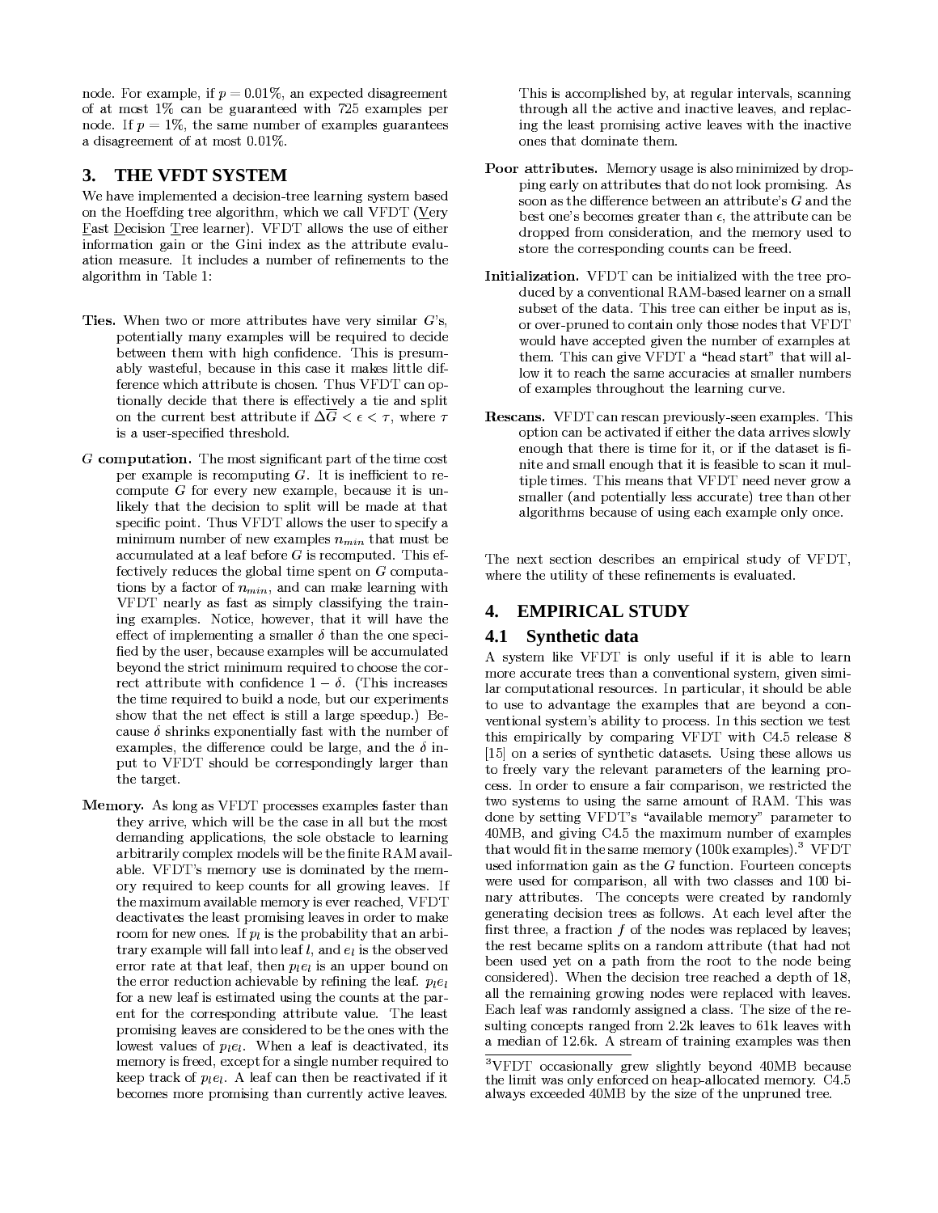node. For example, if $p = 0.01\%$, an expected disagreement of at most 1% can be guaranteed with 725 examples per node. If $p = 1\%$, the same number of examples guarantees a disagreement of at most 0.01%.

## 3. THE VFDT SYSTEM

We have implemented a decision-tree learning system based on the Hoeffding tree algorithm, which we call VFDT (Very Fast Decision Tree learner). VFDT allows the use of either information gain or the Gini index as the attribute evaluation measure. It includes a number of refinements to the algorithm in Table 1:

**Ties.** When two or more attributes have very similar $G$'s, potentially many examples will be required to decide between them with high confidence. This is presumably wasteful, because in this case it makes little difference which attribute is chosen. Thus VFDT can optionally decide that there is effectively a tie and split on the current best attribute if $\Delta\overline{G} < \epsilon < \tau$, where $\tau$ is a user-specified threshold.

**$G$ computation.** The most significant part of the time cost per example is recomputing $G$. It is inefficient to recompute $G$ for every new example, because it is unlikely that the decision to split will be made at that specific point. Thus VFDT allows the user to specify a minimum number of new examples $n_{min}$ that must be accumulated at a leaf before $G$ is recomputed. This effectively reduces the global time spent on $G$ computations by a factor of $n_{min}$, and can make learning with VFDT nearly as fast as simply classifying the training examples. Notice, however, that it will have the effect of implementing a smaller $\delta$ than the one specified by the user, because examples will be accumulated beyond the strict minimum required to choose the correct attribute with confidence $1 - \delta$. (This increases the time required to build a node, but our experiments show that the net effect is still a large speedup.) Because $\delta$ shrinks exponentially fast with the number of examples, the difference could be large, and the $\delta$ input to VFDT should be correspondingly larger than the target.

**Memory.** As long as VFDT processes examples faster than they arrive, which will be the case in all but the most demanding applications, the sole obstacle to learning arbitrarily complex models will be the finite RAM available. VFDT's memory use is dominated by the memory required to keep counts for all growing leaves. If the maximum available memory is ever reached, VFDT deactivates the least promising leaves in order to make room for new ones. If $p_l$ is the probability that an arbitrary example will fall into leaf $l$, and $e_l$ is the observed error rate at that leaf, then $p_l e_l$ is an upper bound on the error reduction achievable by refining the leaf. $p_l e_l$ for a new leaf is estimated using the counts at the parent for the corresponding attribute value. The least promising leaves are considered to be the ones with the lowest values of $p_l e_l$. When a leaf is deactivated, its memory is freed, except for a single number required to keep track of $p_l e_l$. A leaf can then be reactivated if it becomes more promising than currently active leaves. This is accomplished by, at regular intervals, scanning through all the active and inactive leaves, and replacing the least promising active leaves with the inactive ones that dominate them.

**Poor attributes.** Memory usage is also minimized by dropping early on attributes that do not look promising. As soon as the difference between an attribute's $G$ and the best one's becomes greater than $\epsilon$, the attribute can be dropped from consideration, and the memory used to store the corresponding counts can be freed.

**Initialization.** VFDT can be initialized with the tree produced by a conventional RAM-based learner on a small subset of the data. This tree can either be input as is, or over-pruned to contain only those nodes that VFDT would have accepted given the number of examples at them. This can give VFDT a "head start" that will allow it to reach the same accuracies at smaller numbers of examples throughout the learning curve.

**Rescans.** VFDT can rescan previously-seen examples. This option can be activated if either the data arrives slowly enough that there is time for it, or if the dataset is finite and small enough that it is feasible to scan it multiple times. This means that VFDT need never grow a smaller (and potentially less accurate) tree than other algorithms because of using each example only once.

The next section describes an empirical study of VFDT, where the utility of these refinements is evaluated.

## 4. EMPIRICAL STUDY

### 4.1 Synthetic data

A system like VFDT is only useful if it is able to learn more accurate trees than a conventional system, given similar computational resources. In particular, it should be able to use to advantage the examples that are beyond a conventional system's ability to process. In this section we test this empirically by comparing VFDT with C4.5 release 8 [15] on a series of synthetic datasets. Using these allows us to freely vary the relevant parameters of the learning process. In order to ensure a fair comparison, we restricted the two systems to using the same amount of RAM. This was done by setting VFDT's "available memory" parameter to 40MB, and giving C4.5 the maximum number of examples that would fit in the same memory (100k examples).[3] VFDT used information gain as the $G$ function. Fourteen concepts were used for comparison, all with two classes and 100 binary attributes. The concepts were created by randomly generating decision trees as follows. At each level after the first three, a fraction $f$ of the nodes was replaced by leaves; the rest became splits on a random attribute (that had not been used yet on a path from the root to the node being considered). When the decision tree reached a depth of 18, all the remaining growing nodes were replaced with leaves. Each leaf was randomly assigned a class. The size of the resulting concepts ranged from 2.2k leaves to 61k leaves with a median of 12.6k. A stream of training examples was then

[3] VFDT occasionally grew slightly beyond 40MB because the limit was only enforced on heap-allocated memory. C4.5 always exceeded 40MB by the size of the unpruned tree.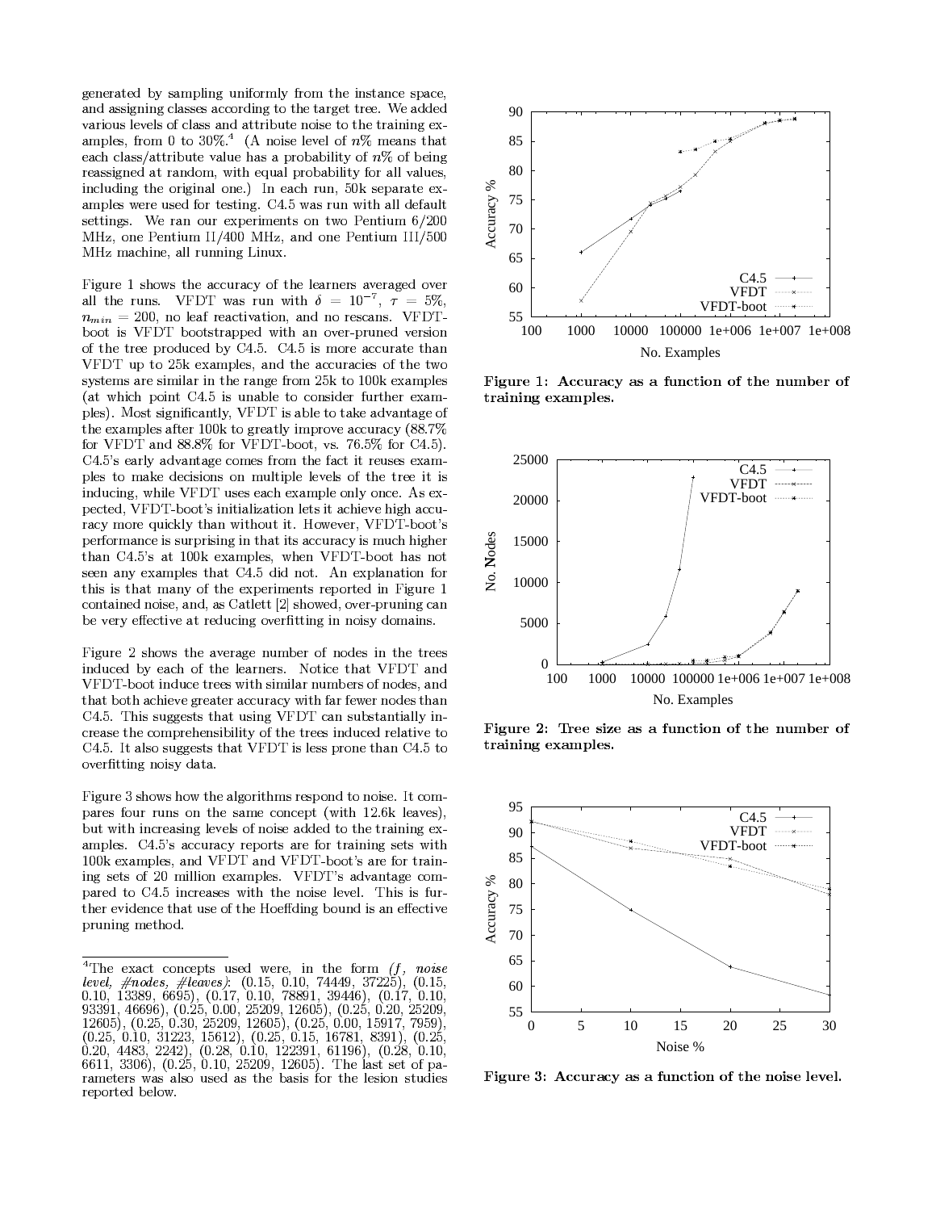generated by sampling uniformly from the instance space, and assigning classes according to the target tree. We added various levels of class and attribute noise to the training examples, from 0 to 30%.[4] (A noise level of $n$% means that each class/attribute value has a probability of $n$% of being reassigned at random, with equal probability for all values, including the original one.) In each run, 50k separate examples were used for testing. C4.5 was run with all default settings. We ran our experiments on two Pentium 6/200 MHz, one Pentium II/400 MHz, and one Pentium III/500 MHz machine, all running Linux.

Figure 1 shows the accuracy of the learners averaged over all the runs. VFDT was run with $\delta = 10^{-7}$, $\tau = 5\%$, $n_{min} = 200$, no leaf reactivation, and no rescans. VFDT-boot is VFDT bootstrapped with an over-pruned version of the tree produced by C4.5. C4.5 is more accurate than VFDT up to 25k examples, and the accuracies of the two systems are similar in the range from 25k to 100k examples (at which point C4.5 is unable to consider further examples). Most significantly, VFDT is able to take advantage of the examples after 100k to greatly improve accuracy (88.7% for VFDT and 88.8% for VFDT-boot, vs. 76.5% for C4.5). C4.5's early advantage comes from the fact it reuses examples to make decisions on multiple levels of the tree it is inducing, while VFDT uses each example only once. As expected, VFDT-boot's initialization lets it achieve high accuracy more quickly than without it. However, VFDT-boot's performance is surprising in that its accuracy is much higher than C4.5's at 100k examples, when VFDT-boot has not seen any examples that C4.5 did not. An explanation for this is that many of the experiments reported in Figure 1 contained noise, and, as Catlett [2] showed, over-pruning can be very effective at reducing overfitting in noisy domains.

Figure 2 shows the average number of nodes in the trees induced by each of the learners. Notice that VFDT and VFDT-boot induce trees with similar numbers of nodes, and that both achieve greater accuracy with far fewer nodes than C4.5. This suggests that using VFDT can substantially increase the comprehensibility of the trees induced relative to C4.5. It also suggests that VFDT is less prone than C4.5 to overfitting noisy data.

Figure 3 shows how the algorithms respond to noise. It compares four runs on the same concept (with 12.6k leaves), but with increasing levels of noise added to the training examples. C4.5's accuracy reports are for training sets with 100k examples, and VFDT and VFDT-boot's are for training sets of 20 million examples. VFDT's advantage compared to C4.5 increases with the noise level. This is further evidence that use of the Hoeffding bound is an effective pruning method.

[4]The exact concepts used were, in the form *(f, noise level, #nodes, #leaves)*: (0.15, 0.10, 74449, 37225), (0.15, 0.10, 13389, 6695), (0.17, 0.10, 78891, 39446), (0.17, 0.10, 93391, 46696), (0.25, 0.00, 25209, 12605), (0.25, 0.20, 25209, 12605), (0.25, 0.30, 25209, 12605), (0.25, 0.00, 15917, 7959), (0.25, 0.10, 31223, 15612), (0.25, 0.15, 16781, 8391), (0.25, 0.20, 4483, 2242), (0.28, 0.10, 122391, 61196), (0.28, 0.10, 6611, 3306), (0.25, 0.10, 25209, 12605). The last set of parameters was also used as the basis for the lesion studies reported below.

**Figure 1: Accuracy as a function of the number of training examples.**

**Figure 2: Tree size as a function of the number of training examples.**

**Figure 3: Accuracy as a function of the noise level.**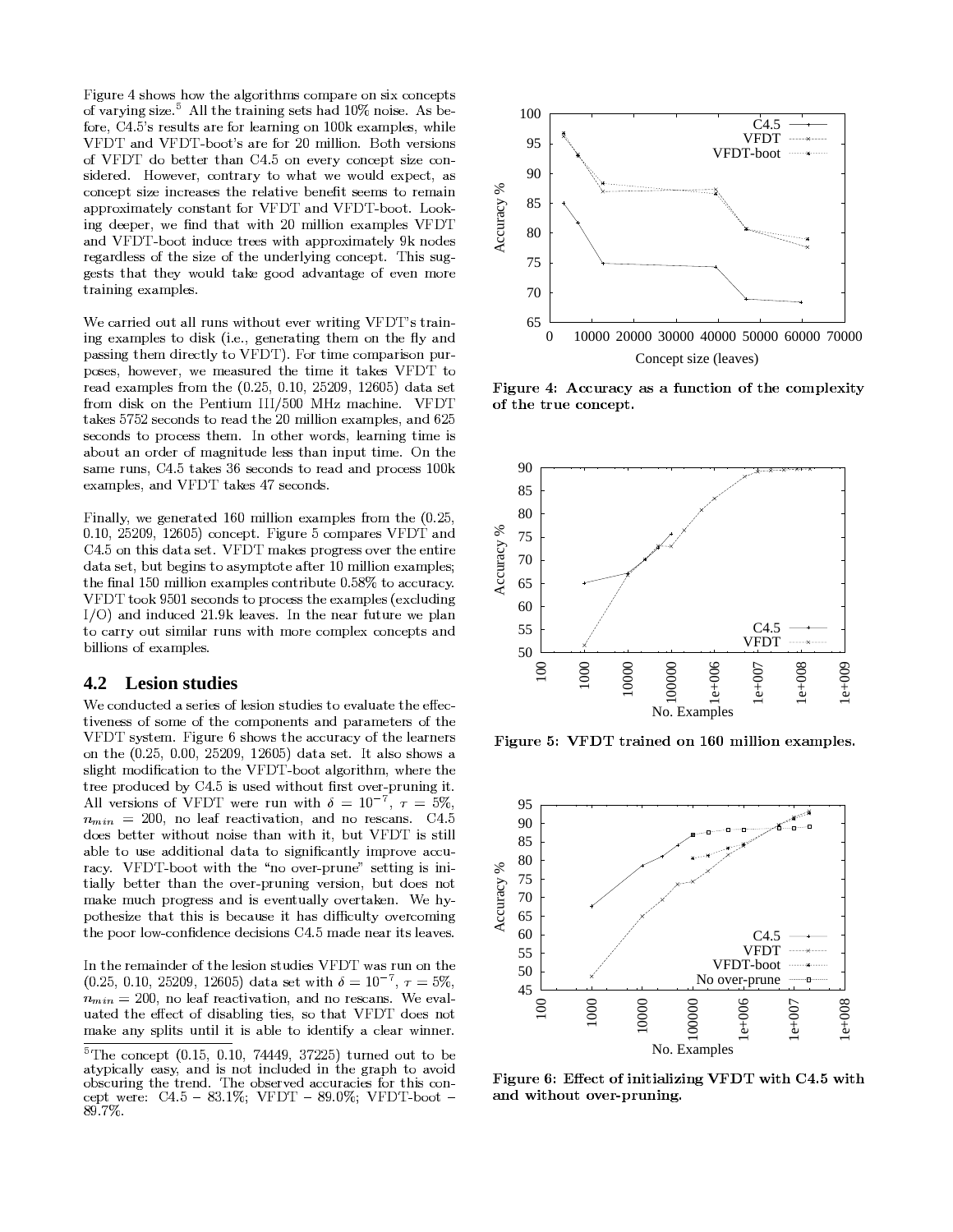Figure 4 shows how the algorithms compare on six concepts of varying size.[5] All the training sets had 10% noise. As before, C4.5's results are for learning on 100k examples, while VFDT and VFDT-boot's are for 20 million. Both versions of VFDT do better than C4.5 on every concept size considered. However, contrary to what we would expect, as concept size increases the relative benefit seems to remain approximately constant for VFDT and VFDT-boot. Looking deeper, we find that with 20 million examples VFDT and VFDT-boot induce trees with approximately 9k nodes regardless of the size of the underlying concept. This suggests that they would take good advantage of even more training examples.

We carried out all runs without ever writing VFDT's training examples to disk (i.e., generating them on the fly and passing them directly to VFDT). For time comparison purposes, however, we measured the time it takes VFDT to read examples from the (0.25, 0.10, 25209, 12605) data set from disk on the Pentium III/500 MHz machine. VFDT takes 5752 seconds to read the 20 million examples, and 625 seconds to process them. In other words, learning time is about an order of magnitude less than input time. On the same runs, C4.5 takes 36 seconds to read and process 100k examples, and VFDT takes 47 seconds.

Finally, we generated 160 million examples from the (0.25, 0.10, 25209, 12605) concept. Figure 5 compares VFDT and C4.5 on this data set. VFDT makes progress over the entire data set, but begins to asymptote after 10 million examples; the final 150 million examples contribute 0.58% to accuracy. VFDT took 9501 seconds to process the examples (excluding I/O) and induced 21.9k leaves. In the near future we plan to carry out similar runs with more complex concepts and billions of examples.

## 4.2 Lesion studies

We conducted a series of lesion studies to evaluate the effectiveness of some of the components and parameters of the VFDT system. Figure 6 shows the accuracy of the learners on the (0.25, 0.00, 25209, 12605) data set. It also shows a slight modification to the VFDT-boot algorithm, where the tree produced by C4.5 is used without first over-pruning it. All versions of VFDT were run with $\delta = 10^{-7}$, $\tau = 5\%$, $n_{min} = 200$, no leaf reactivation, and no rescans. C4.5 does better without noise than with it, but VFDT is still able to use additional data to significantly improve accuracy. VFDT-boot with the "no over-prune" setting is initially better than the over-pruning version, but does not make much progress and is eventually overtaken. We hypothesize that this is because it has difficulty overcoming the poor low-confidence decisions C4.5 made near its leaves.

In the remainder of the lesion studies VFDT was run on the (0.25, 0.10, 25209, 12605) data set with $\delta = 10^{-7}$, $\tau = 5\%$, $n_{min} = 200$, no leaf reactivation, and no rescans. We evaluated the effect of disabling ties, so that VFDT does not make any splits until it is able to identify a clear winner.

[5] The concept (0.15, 0.10, 74449, 37225) turned out to be atypically easy, and is not included in the graph to avoid obscuring the trend. The observed accuracies for this concept were: C4.5 – 83.1%; VFDT – 89.0%; VFDT-boot – 89.7%.

**Figure 4: Accuracy as a function of the complexity of the true concept.**

**Figure 5: VFDT trained on 160 million examples.**

**Figure 6: Effect of initializing VFDT with C4.5 with and without over-pruning.**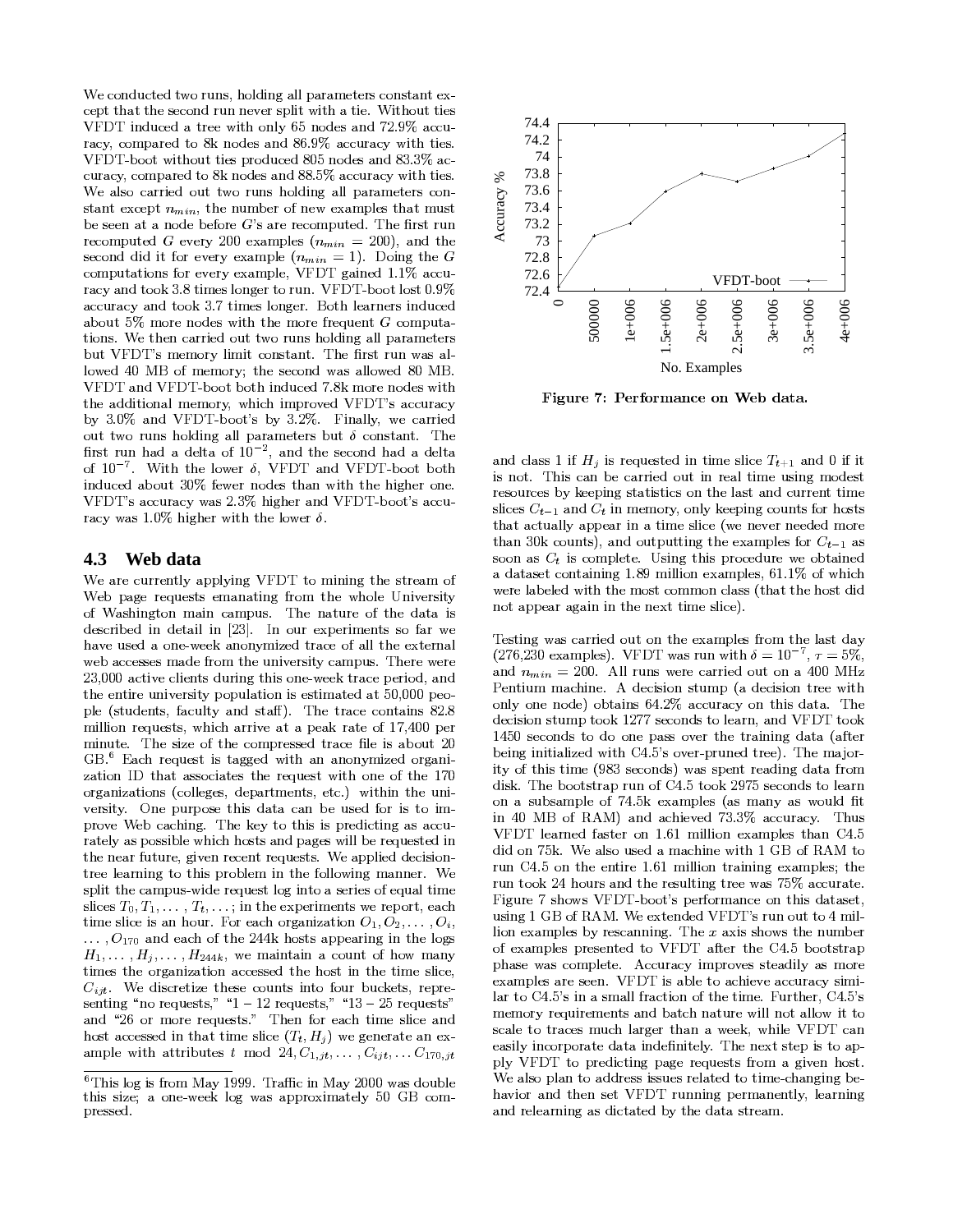We conducted two runs, holding all parameters constant except that the second run never split with a tie. Without ties VFDT induced a tree with only 65 nodes and 72.9% accuracy, compared to 8k nodes and 86.9% accuracy with ties. VFDT-boot without ties produced 805 nodes and 83.3% accuracy, compared to 8k nodes and 88.5% accuracy with ties. We also carried out two runs holding all parameters constant except $n_{min}$, the number of new examples that must be seen at a node before $G$'s are recomputed. The first run recomputed $G$ every 200 examples ($n_{min} = 200$), and the second did it for every example ($n_{min} = 1$). Doing the $G$ computations for every example, VFDT gained 1.1% accuracy and took 3.8 times longer to run. VFDT-boot lost 0.9% accuracy and took 3.7 times longer. Both learners induced about 5% more nodes with the more frequent $G$ computations. We then carried out two runs holding all parameters but VFDT's memory limit constant. The first run was allowed 40 MB of memory; the second was allowed 80 MB. VFDT and VFDT-boot both induced 7.8k more nodes with the additional memory, which improved VFDT's accuracy by 3.0% and VFDT-boot's by 3.2%. Finally, we carried out two runs holding all parameters but $\delta$ constant. The first run had a delta of $10^{-2}$, and the second had a delta of $10^{-7}$. With the lower $\delta$, VFDT and VFDT-boot both induced about 30% fewer nodes than with the higher one. VFDT's accuracy was 2.3% higher and VFDT-boot's accuracy was 1.0% higher with the lower $\delta$.

## 4.3 Web data

We are currently applying VFDT to mining the stream of Web page requests emanating from the whole University of Washington main campus. The nature of the data is described in detail in [23]. In our experiments so far we have used a one-week anonymized trace of all the external web accesses made from the university campus. There were 23,000 active clients during this one-week trace period, and the entire university population is estimated at 50,000 people (students, faculty and staff). The trace contains 82.8 million requests, which arrive at a peak rate of 17,400 per minute. The size of the compressed trace file is about 20 GB.[6] Each request is tagged with an anonymized organization ID that associates the request with one of the 170 organizations (colleges, departments, etc.) within the university. One purpose this data can be used for is to improve Web caching. The key to this is predicting as accurately as possible which hosts and pages will be requested in the near future, given recent requests. We applied decision-tree learning to this problem in the following manner. We split the campus-wide request log into a series of equal time slices $T_0, T_1, \ldots, T_t, \ldots$; in the experiments we report, each time slice is an hour. For each organization $O_1, O_2, \ldots, O_i, \ldots, O_{170}$ and each of the 244k hosts appearing in the logs $H_1, \ldots, H_j, \ldots, H_{244k}$, we maintain a count of how many times the organization accessed the host in the time slice, $C_{ijt}$. We discretize these counts into four buckets, representing "no requests," "1 – 12 requests," "13 – 25 requests" and "26 or more requests." Then for each time slice and host accessed in that time slice $(T_t, H_j)$ we generate an example with attributes $t \bmod 24, C_{1,jt}, \ldots, C_{ijt}, \ldots C_{170,jt}$ and class 1 if $H_j$ is requested in time slice $T_{t+1}$ and 0 if it is not. This can be carried out in real time using modest resources by keeping statistics on the last and current time slices $C_{t-1}$ and $C_t$ in memory, only keeping counts for hosts that actually appear in a time slice (we never needed more than 30k counts), and outputting the examples for $C_{t-1}$ as soon as $C_t$ is complete. Using this procedure we obtained a dataset containing 1.89 million examples, 61.1% of which were labeled with the most common class (that the host did not appear again in the next time slice).

[6] This log is from May 1999. Traffic in May 2000 was double this size; a one-week log was approximately 50 GB compressed.

Figure 7: Performance on Web data.

Testing was carried out on the examples from the last day (276,230 examples). VFDT was run with $\delta = 10^{-7}$, $\tau = 5\%$, and $n_{min} = 200$. All runs were carried out on a 400 MHz Pentium machine. A decision stump (a decision tree with only one node) obtains 64.2% accuracy on this data. The decision stump took 1277 seconds to learn, and VFDT took 1450 seconds to do one pass over the training data (after being initialized with C4.5's over-pruned tree). The majority of this time (983 seconds) was spent reading data from disk. The bootstrap run of C4.5 took 2975 seconds to learn on a subsample of 74.5k examples (as many as would fit in 40 MB of RAM) and achieved 73.3% accuracy. Thus VFDT learned faster on 1.61 million examples than C4.5 did on 75k. We also used a machine with 1 GB of RAM to run C4.5 on the entire 1.61 million training examples; the run took 24 hours and the resulting tree was 75% accurate. Figure 7 shows VFDT-boot's performance on this dataset, using 1 GB of RAM. We extended VFDT's run out to 4 million examples by rescanning. The $x$ axis shows the number of examples presented to VFDT after the C4.5 bootstrap phase was complete. Accuracy improves steadily as more examples are seen. VFDT is able to achieve accuracy similar to C4.5's in a small fraction of the time. Further, C4.5's memory requirements and batch nature will not allow it to scale to traces much larger than a week, while VFDT can easily incorporate data indefinitely. The next step is to apply VFDT to predicting page requests from a given host. We also plan to address issues related to time-changing behavior and then set VFDT running permanently, learning and relearning as dictated by the data stream.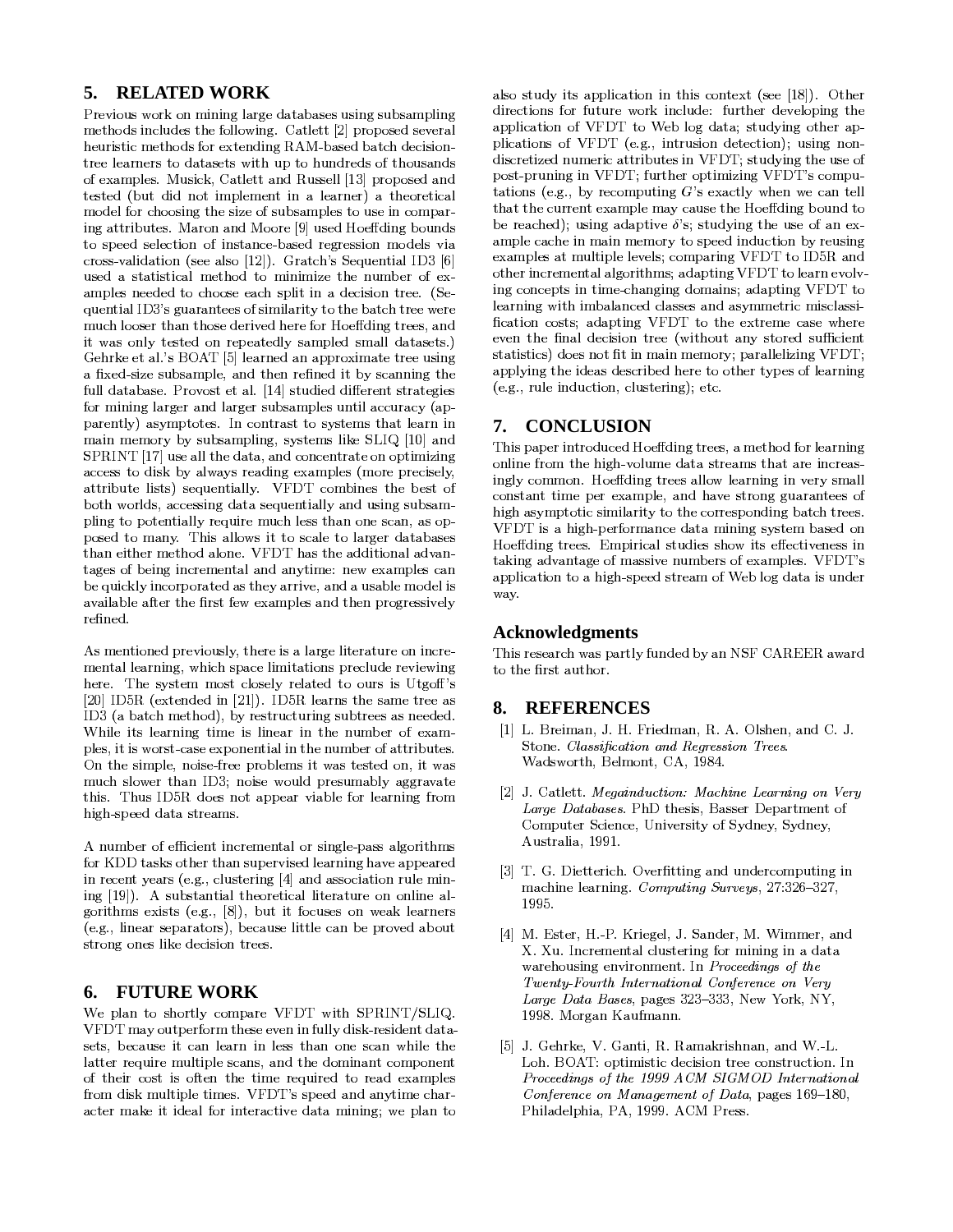## 5. RELATED WORK

Previous work on mining large databases using subsampling methods includes the following. Catlett [2] proposed several heuristic methods for extending RAM-based batch decision-tree learners to datasets with up to hundreds of thousands of examples. Musick, Catlett and Russell [13] proposed and tested (but did not implement in a learner) a theoretical model for choosing the size of subsamples to use in comparing attributes. Maron and Moore [9] used Hoeffding bounds to speed selection of instance-based regression models via cross-validation (see also [12]). Gratch's Sequential ID3 [6] used a statistical method to minimize the number of examples needed to choose each split in a decision tree. (Sequential ID3's guarantees of similarity to the batch tree were much looser than those derived here for Hoeffding trees, and it was only tested on repeatedly sampled small datasets.) Gehrke et al.'s BOAT [5] learned an approximate tree using a fixed-size subsample, and then refined it by scanning the full database. Provost et al. [14] studied different strategies for mining larger and larger subsamples until accuracy (apparently) asymptotes. In contrast to systems that learn in main memory by subsampling, systems like SLIQ [10] and SPRINT [17] use all the data, and concentrate on optimizing access to disk by always reading examples (more precisely, attribute lists) sequentially. VFDT combines the best of both worlds, accessing data sequentially and using subsampling to potentially require much less than one scan, as opposed to many. This allows it to scale to larger databases than either method alone. VFDT has the additional advantages of being incremental and anytime: new examples can be quickly incorporated as they arrive, and a usable model is available after the first few examples and then progressively refined.

As mentioned previously, there is a large literature on incremental learning, which space limitations preclude reviewing here. The system most closely related to ours is Utgoff's [20] ID5R (extended in [21]). ID5R learns the same tree as ID3 (a batch method), by restructuring subtrees as needed. While its learning time is linear in the number of examples, it is worst-case exponential in the number of attributes. On the simple, noise-free problems it was tested on, it was much slower than ID3; noise would presumably aggravate this. Thus ID5R does not appear viable for learning from high-speed data streams.

A number of efficient incremental or single-pass algorithms for KDD tasks other than supervised learning have appeared in recent years (e.g., clustering [4] and association rule mining [19]). A substantial theoretical literature on online algorithms exists (e.g., [8]), but it focuses on weak learners (e.g., linear separators), because little can be proved about strong ones like decision trees.

## 6. FUTURE WORK

We plan to shortly compare VFDT with SPRINT/SLIQ. VFDT may outperform these even in fully disk-resident datasets, because it can learn in less than one scan while the latter require multiple scans, and the dominant component of their cost is often the time required to read examples from disk multiple times. VFDT's speed and anytime character make it ideal for interactive data mining; we plan to also study its application in this context (see [18]). Other directions for future work include: further developing the application of VFDT to Web log data; studying other applications of VFDT (e.g., intrusion detection); using non-discretized numeric attributes in VFDT; studying the use of post-pruning in VFDT; further optimizing VFDT's computations (e.g., by recomputing $G$'s exactly when we can tell that the current example may cause the Hoeffding bound to be reached); using adaptive $\delta$'s; studying the use of an example cache in main memory to speed induction by reusing examples at multiple levels; comparing VFDT to ID5R and other incremental algorithms; adapting VFDT to learn evolving concepts in time-changing domains; adapting VFDT to learning with imbalanced classes and asymmetric misclassification costs; adapting VFDT to the extreme case where even the final decision tree (without any stored sufficient statistics) does not fit in main memory; parallelizing VFDT; applying the ideas described here to other types of learning (e.g., rule induction, clustering); etc.

## 7. CONCLUSION

This paper introduced Hoeffding trees, a method for learning online from the high-volume data streams that are increasingly common. Hoeffding trees allow learning in very small constant time per example, and have strong guarantees of high asymptotic similarity to the corresponding batch trees. VFDT is a high-performance data mining system based on Hoeffding trees. Empirical studies show its effectiveness in taking advantage of massive numbers of examples. VFDT's application to a high-speed stream of Web log data is under way.

## Acknowledgments

This research was partly funded by an NSF CAREER award to the first author.

## 8. REFERENCES

[1] L. Breiman, J. H. Friedman, R. A. Olshen, and C. J. Stone. *Classification and Regression Trees*. Wadsworth, Belmont, CA, 1984.

[2] J. Catlett. *Megainduction: Machine Learning on Very Large Databases*. PhD thesis, Basser Department of Computer Science, University of Sydney, Sydney, Australia, 1991.

[3] T. G. Dietterich. Overfitting and undercomputing in machine learning. *Computing Surveys*, 27:326–327, 1995.

[4] M. Ester, H.-P. Kriegel, J. Sander, M. Wimmer, and X. Xu. Incremental clustering for mining in a data warehousing environment. In *Proceedings of the Twenty-Fourth International Conference on Very Large Data Bases*, pages 323–333, New York, NY, 1998. Morgan Kaufmann.

[5] J. Gehrke, V. Ganti, R. Ramakrishnan, and W.-L. Loh. BOAT: optimistic decision tree construction. In *Proceedings of the 1999 ACM SIGMOD International Conference on Management of Data*, pages 169–180, Philadelphia, PA, 1999. ACM Press.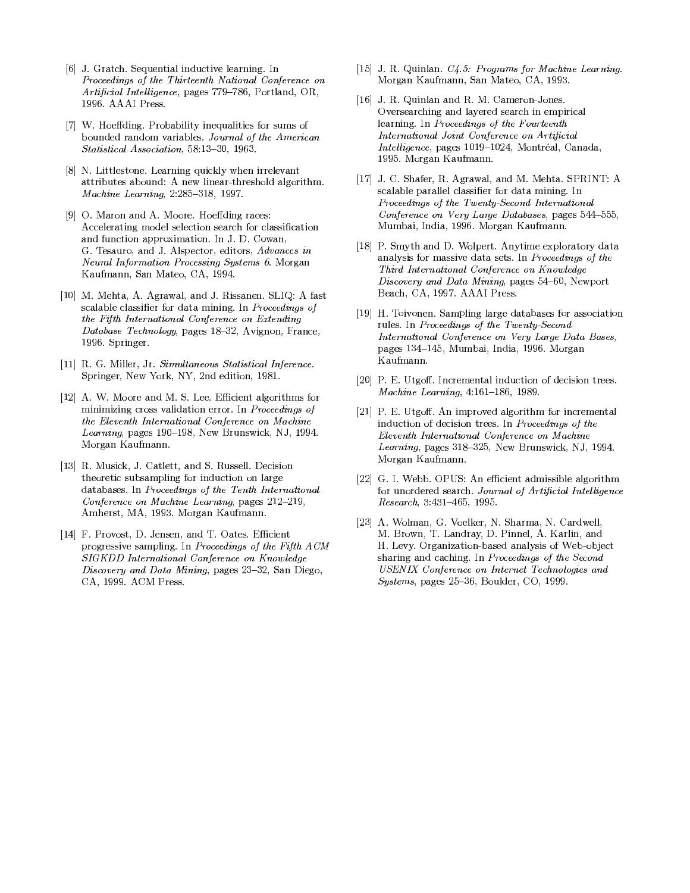[6] J. Gratch. Sequential inductive learning. In *Proceedings of the Thirteenth National Conference on Artificial Intelligence*, pages 779–786, Portland, OR, 1996. AAAI Press.

[7] W. Hoeffding. Probability inequalities for sums of bounded random variables. *Journal of the American Statistical Association*, 58:13–30, 1963.

[8] N. Littlestone. Learning quickly when irrelevant attributes abound: A new linear-threshold algorithm. *Machine Learning*, 2:285–318, 1997.

[9] O. Maron and A. Moore. Hoeffding races: Accelerating model selection search for classification and function approximation. In J. D. Cowan, G. Tesauro, and J. Alspector, editors, *Advances in Neural Information Processing Systems 6*. Morgan Kaufmann, San Mateo, CA, 1994.

[10] M. Mehta, A. Agrawal, and J. Rissanen. SLIQ: A fast scalable classifier for data mining. In *Proceedings of the Fifth International Conference on Extending Database Technology*, pages 18–32, Avignon, France, 1996. Springer.

[11] R. G. Miller, Jr. *Simultaneous Statistical Inference*. Springer, New York, NY, 2nd edition, 1981.

[12] A. W. Moore and M. S. Lee. Efficient algorithms for minimizing cross validation error. In *Proceedings of the Eleventh International Conference on Machine Learning*, pages 190–198, New Brunswick, NJ, 1994. Morgan Kaufmann.

[13] R. Musick, J. Catlett, and S. Russell. Decision theoretic subsampling for induction on large databases. In *Proceedings of the Tenth International Conference on Machine Learning*, pages 212–219, Amherst, MA, 1993. Morgan Kaufmann.

[14] F. Provost, D. Jensen, and T. Oates. Efficient progressive sampling. In *Proceedings of the Fifth ACM SIGKDD International Conference on Knowledge Discovery and Data Mining*, pages 23–32, San Diego, CA, 1999. ACM Press.

[15] J. R. Quinlan. *C4.5: Programs for Machine Learning*. Morgan Kaufmann, San Mateo, CA, 1993.

[16] J. R. Quinlan and R. M. Cameron-Jones. Oversearching and layered search in empirical learning. In *Proceedings of the Fourteenth International Joint Conference on Artificial Intelligence*, pages 1019–1024, Montréal, Canada, 1995. Morgan Kaufmann.

[17] J. C. Shafer, R. Agrawal, and M. Mehta. SPRINT: A scalable parallel classifier for data mining. In *Proceedings of the Twenty-Second International Conference on Very Large Databases*, pages 544–555, Mumbai, India, 1996. Morgan Kaufmann.

[18] P. Smyth and D. Wolpert. Anytime exploratory data analysis for massive data sets. In *Proceedings of the Third International Conference on Knowledge Discovery and Data Mining*, pages 54–60, Newport Beach, CA, 1997. AAAI Press.

[19] H. Toivonen. Sampling large databases for association rules. In *Proceedings of the Twenty-Second International Conference on Very Large Data Bases*, pages 134–145, Mumbai, India, 1996. Morgan Kaufmann.

[20] P. E. Utgoff. Incremental induction of decision trees. *Machine Learning*, 4:161–186, 1989.

[21] P. E. Utgoff. An improved algorithm for incremental induction of decision trees. In *Proceedings of the Eleventh International Conference on Machine Learning*, pages 318–325, New Brunswick, NJ, 1994. Morgan Kaufmann.

[22] G. I. Webb. OPUS: An efficient admissible algorithm for unordered search. *Journal of Artificial Intelligence Research*, 3:431–465, 1995.

[23] A. Wolman, G. Voelker, N. Sharma, N. Cardwell, M. Brown, T. Landray, D. Pinnel, A. Karlin, and H. Levy. Organization-based analysis of Web-object sharing and caching. In *Proceedings of the Second USENIX Conference on Internet Technologies and Systems*, pages 25–36, Boulder, CO, 1999.